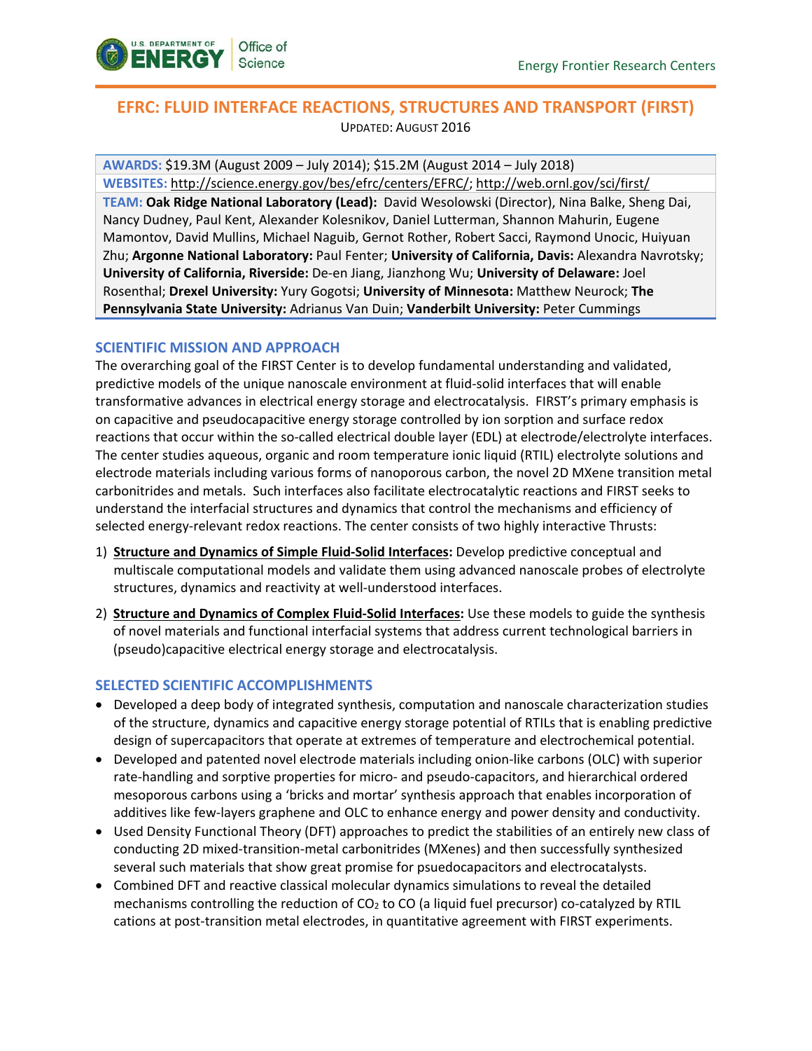# EFRC: FLUID INTERFACE REACTIONS, STRUCTURES AND TRANSPORT (FIRST)

UPDATED: AUGUST 2016

**AWARDS:** $19.3M (August 2009 – July 2014); $15.2M (August 2014 – July 2018)

**WEBSITES:** http://science.energy.gov/bes/efrc/centers/EFRC/; http://web.ornl.gov/sci/first/

**TEAM:** **Oak Ridge National Laboratory (Lead):** David Wesolowski (Director), Nina Balke, Sheng Dai, Nancy Dudney, Paul Kent, Alexander Kolesnikov, Daniel Lutterman, Shannon Mahurin, Eugene Mamontov, David Mullins, Michael Naguib, Gernot Rother, Robert Sacci, Raymond Unocic, Huiyuan Zhu; **Argonne National Laboratory:** Paul Fenter; **University of California, Davis:** Alexandra Navrotsky; **University of California, Riverside:** De-en Jiang, Jianzhong Wu; **University of Delaware:** Joel Rosenthal; **Drexel University:** Yury Gogotsi; **University of Minnesota:** Matthew Neurock; **The Pennsylvania State University:** Adrianus Van Duin; **Vanderbilt University:** Peter Cummings

## SCIENTIFIC MISSION AND APPROACH

The overarching goal of the FIRST Center is to develop fundamental understanding and validated, predictive models of the unique nanoscale environment at fluid-solid interfaces that will enable transformative advances in electrical energy storage and electrocatalysis. FIRST's primary emphasis is on capacitive and pseudocapacitive energy storage controlled by ion sorption and surface redox reactions that occur within the so-called electrical double layer (EDL) at electrode/electrolyte interfaces. The center studies aqueous, organic and room temperature ionic liquid (RTIL) electrolyte solutions and electrode materials including various forms of nanoporous carbon, the novel 2D MXene transition metal carbonitrides and metals. Such interfaces also facilitate electrocatalytic reactions and FIRST seeks to understand the interfacial structures and dynamics that control the mechanisms and efficiency of selected energy-relevant redox reactions. The center consists of two highly interactive Thrusts:

1) **Structure and Dynamics of Simple Fluid-Solid Interfaces:** Develop predictive conceptual and multiscale computational models and validate them using advanced nanoscale probes of electrolyte structures, dynamics and reactivity at well-understood interfaces.

2) **Structure and Dynamics of Complex Fluid-Solid Interfaces:** Use these models to guide the synthesis of novel materials and functional interfacial systems that address current technological barriers in (pseudo)capacitive electrical energy storage and electrocatalysis.

## SELECTED SCIENTIFIC ACCOMPLISHMENTS

- Developed a deep body of integrated synthesis, computation and nanoscale characterization studies of the structure, dynamics and capacitive energy storage potential of RTILs that is enabling predictive design of supercapacitors that operate at extremes of temperature and electrochemical potential.
- Developed and patented novel electrode materials including onion-like carbons (OLC) with superior rate-handling and sorptive properties for micro- and pseudo-capacitors, and hierarchical ordered mesoporous carbons using a 'bricks and mortar' synthesis approach that enables incorporation of additives like few-layers graphene and OLC to enhance energy and power density and conductivity.
- Used Density Functional Theory (DFT) approaches to predict the stabilities of an entirely new class of conducting 2D mixed-transition-metal carbonitrides (MXenes) and then successfully synthesized several such materials that show great promise for psuedocapacitors and electrocatalysts.
- Combined DFT and reactive classical molecular dynamics simulations to reveal the detailed mechanisms controlling the reduction of $CO_2$ to CO (a liquid fuel precursor) co-catalyzed by RTIL cations at post-transition metal electrodes, in quantitative agreement with FIRST experiments.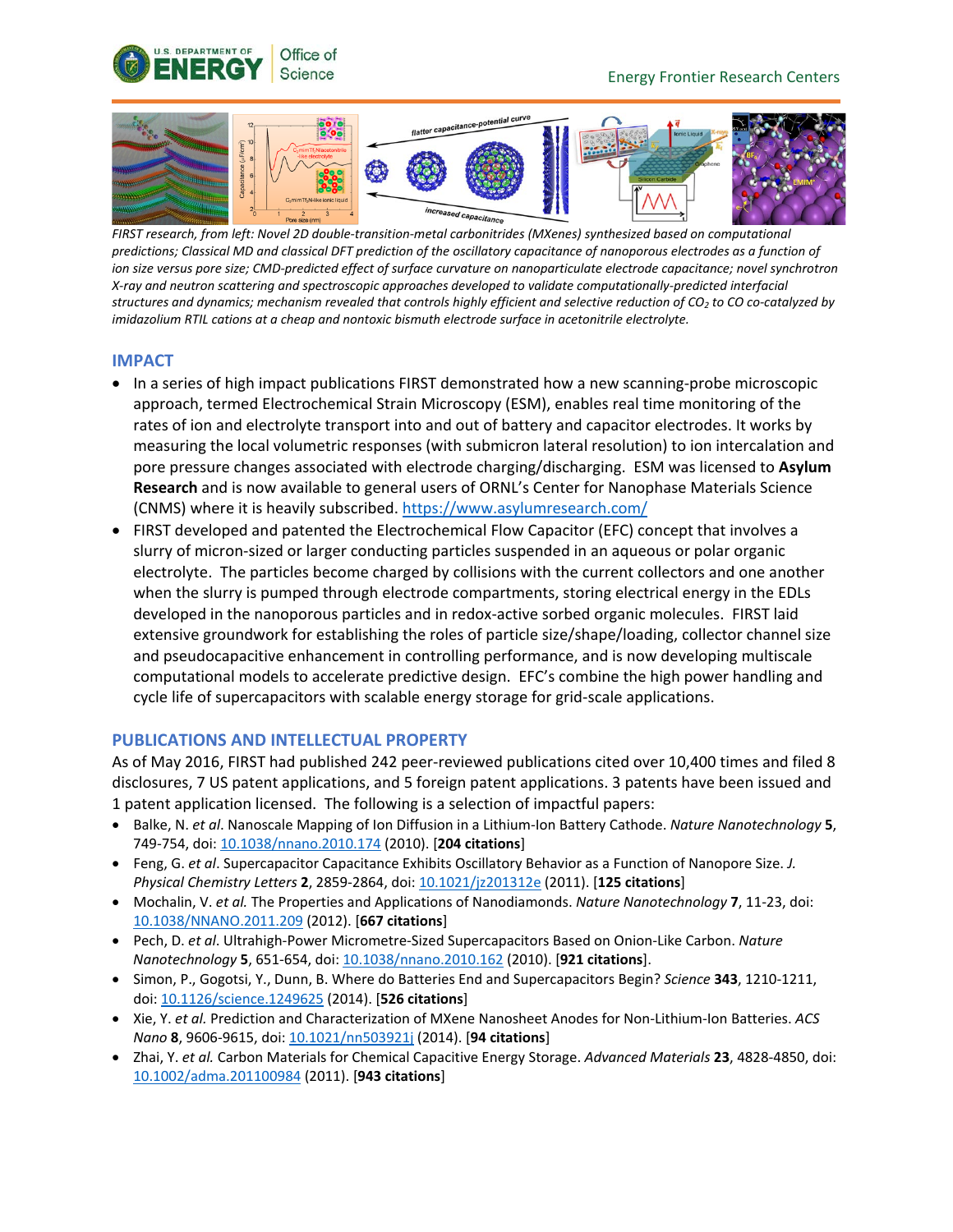*FIRST research, from left: Novel 2D double-transition-metal carbonitrides (MXenes) synthesized based on computational predictions; Classical MD and classical DFT prediction of the oscillatory capacitance of nanoporous electrodes as a function of ion size versus pore size; CMD-predicted effect of surface curvature on nanoparticulate electrode capacitance; novel synchrotron X-ray and neutron scattering and spectroscopic approaches developed to validate computationally-predicted interfacial structures and dynamics; mechanism revealed that controls highly efficient and selective reduction of $CO_2$ to CO co-catalyzed by imidazolium RTIL cations at a cheap and nontoxic bismuth electrode surface in acetonitrile electrolyte.*

## IMPACT

- In a series of high impact publications FIRST demonstrated how a new scanning-probe microscopic approach, termed Electrochemical Strain Microscopy (ESM), enables real time monitoring of the rates of ion and electrolyte transport into and out of battery and capacitor electrodes. It works by measuring the local volumetric responses (with submicron lateral resolution) to ion intercalation and pore pressure changes associated with electrode charging/discharging. ESM was licensed to **Asylum Research** and is now available to general users of ORNL's Center for Nanophase Materials Science (CNMS) where it is heavily subscribed. https://www.asylumresearch.com/
- FIRST developed and patented the Electrochemical Flow Capacitor (EFC) concept that involves a slurry of micron-sized or larger conducting particles suspended in an aqueous or polar organic electrolyte. The particles become charged by collisions with the current collectors and one another when the slurry is pumped through electrode compartments, storing electrical energy in the EDLs developed in the nanoporous particles and in redox-active sorbed organic molecules. FIRST laid extensive groundwork for establishing the roles of particle size/shape/loading, collector channel size and pseudocapacitive enhancement in controlling performance, and is now developing multiscale computational models to accelerate predictive design. EFC's combine the high power handling and cycle life of supercapacitors with scalable energy storage for grid-scale applications.

## PUBLICATIONS AND INTELLECTUAL PROPERTY

As of May 2016, FIRST had published 242 peer-reviewed publications cited over 10,400 times and filed 8 disclosures, 7 US patent applications, and 5 foreign patent applications. 3 patents have been issued and 1 patent application licensed. The following is a selection of impactful papers:

- Balke, N. *et al*. Nanoscale Mapping of Ion Diffusion in a Lithium-Ion Battery Cathode. *Nature Nanotechnology* **5**, 749-754, doi: 10.1038/nnano.2010.174 (2010). [**204 citations**]
- Feng, G. *et al*. Supercapacitor Capacitance Exhibits Oscillatory Behavior as a Function of Nanopore Size. *J. Physical Chemistry Letters* **2**, 2859-2864, doi: 10.1021/jz201312e (2011). [**125 citations**]
- Mochalin, V. *et al.* The Properties and Applications of Nanodiamonds. *Nature Nanotechnology* **7**, 11-23, doi: 10.1038/NNANO.2011.209 (2012). [**667 citations**]
- Pech, D. *et al*. Ultrahigh-Power Micrometre-Sized Supercapacitors Based on Onion-Like Carbon. *Nature Nanotechnology* **5**, 651-654, doi: 10.1038/nnano.2010.162 (2010). [**921 citations**].
- Simon, P., Gogotsi, Y., Dunn, B. Where do Batteries End and Supercapacitors Begin? *Science* **343**, 1210-1211, doi: 10.1126/science.1249625 (2014). [**526 citations**]
- Xie, Y. *et al.* Prediction and Characterization of MXene Nanosheet Anodes for Non-Lithium-Ion Batteries. *ACS Nano* **8**, 9606-9615, doi: 10.1021/nn503921j (2014). [**94 citations**]
- Zhai, Y. *et al.* Carbon Materials for Chemical Capacitive Energy Storage. *Advanced Materials* **23**, 4828-4850, doi: 10.1002/adma.201100984 (2011). [**943 citations**]